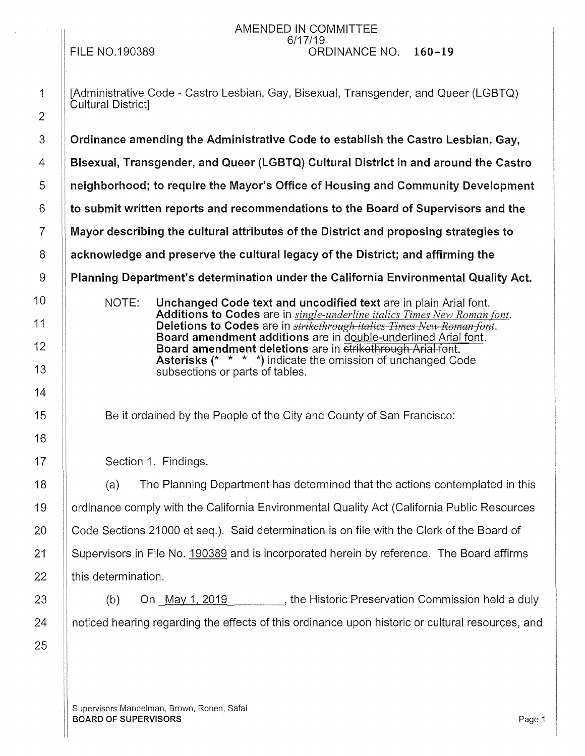AMENDED IN COMMITTEE
6/17/19

FILE NO.190389 ORDINANCE NO. **160-19**

[Administrative Code - Castro Lesbian, Gay, Bisexual, Transgender, and Queer (LGBTQ) Cultural District]

**Ordinance amending the Administrative Code to establish the Castro Lesbian, Gay, Bisexual, Transgender, and Queer (LGBTQ) Cultural District in and around the Castro neighborhood; to require the Mayor's Office of Housing and Community Development to submit written reports and recommendations to the Board of Supervisors and the Mayor describing the cultural attributes of the District and proposing strategies to acknowledge and preserve the cultural legacy of the District; and affirming the Planning Department's determination under the California Environmental Quality Act.**

NOTE: **Unchanged Code text and uncodified text** are in plain Arial font.
**Additions to Codes** are in *single-underline italics Times New Roman font*.
**Deletions to Codes** are in ~~*strikethrough italics Times New Roman font*~~.
**Board amendment additions** are in double-underlined Arial font.
**Board amendment deletions** are in ~~strikethrough Arial font~~.
**Asterisks (* * * *)** indicate the omission of unchanged Code subsections or parts of tables.

Be it ordained by the People of the City and County of San Francisco:

Section 1. Findings.

(a) The Planning Department has determined that the actions contemplated in this ordinance comply with the California Environmental Quality Act (California Public Resources Code Sections 21000 et seq.). Said determination is on file with the Clerk of the Board of Supervisors in File No. 190389 and is incorporated herein by reference. The Board affirms this determination.

(b) On May 1, 2019, the Historic Preservation Commission held a duly noticed hearing regarding the effects of this ordinance upon historic or cultural resources, and

Supervisors Mandelman, Brown, Ronen, Safai
**BOARD OF SUPERVISORS**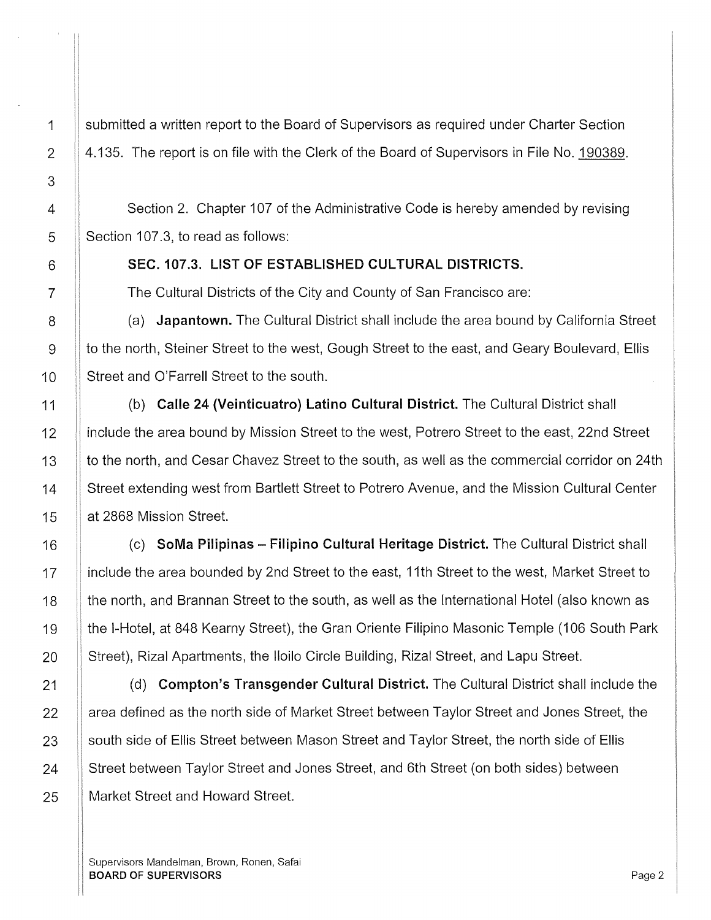submitted a written report to the Board of Supervisors as required under Charter Section 4.135. The report is on file with the Clerk of the Board of Supervisors in File No. 190389.

Section 2. Chapter 107 of the Administrative Code is hereby amended by revising Section 107.3, to read as follows:

**SEC. 107.3. LIST OF ESTABLISHED CULTURAL DISTRICTS.**

The Cultural Districts of the City and County of San Francisco are:

(a) **Japantown.** The Cultural District shall include the area bound by California Street to the north, Steiner Street to the west, Gough Street to the east, and Geary Boulevard, Ellis Street and O'Farrell Street to the south.

(b) **Calle 24 (Veinticuatro) Latino Cultural District.** The Cultural District shall include the area bound by Mission Street to the west, Potrero Street to the east, 22nd Street to the north, and Cesar Chavez Street to the south, as well as the commercial corridor on 24th Street extending west from Bartlett Street to Potrero Avenue, and the Mission Cultural Center at 2868 Mission Street.

(c) **SoMa Pilipinas – Filipino Cultural Heritage District.** The Cultural District shall include the area bounded by 2nd Street to the east, 11th Street to the west, Market Street to the north, and Brannan Street to the south, as well as the International Hotel (also known as the I-Hotel, at 848 Kearny Street), the Gran Oriente Filipino Masonic Temple (106 South Park Street), Rizal Apartments, the Iloilo Circle Building, Rizal Street, and Lapu Street.

(d) **Compton's Transgender Cultural District.** The Cultural District shall include the area defined as the north side of Market Street between Taylor Street and Jones Street, the south side of Ellis Street between Mason Street and Taylor Street, the north side of Ellis Street between Taylor Street and Jones Street, and 6th Street (on both sides) between Market Street and Howard Street.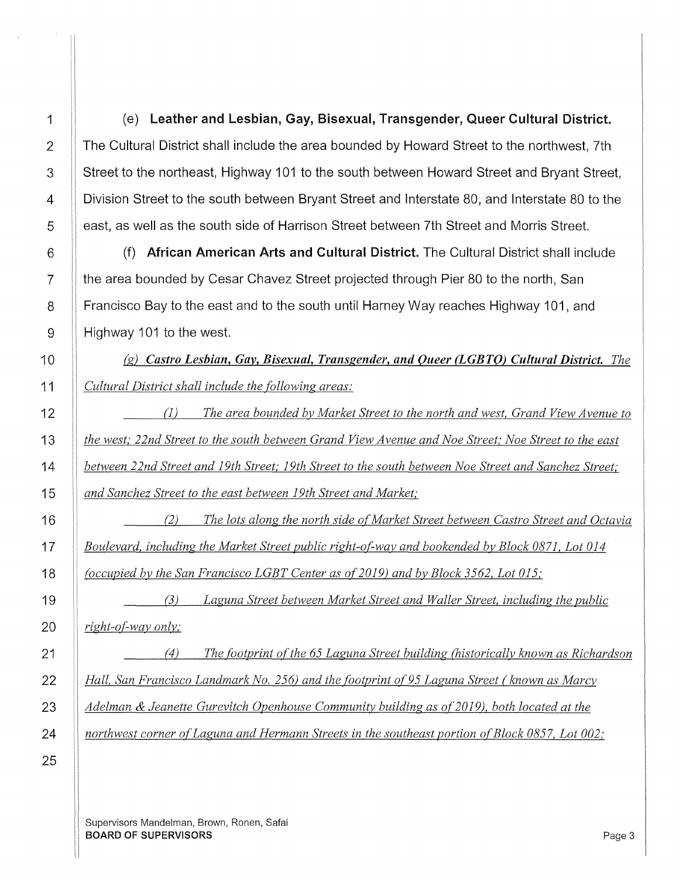(e) **Leather and Lesbian, Gay, Bisexual, Transgender, Queer Cultural District.** The Cultural District shall include the area bounded by Howard Street to the northwest, 7th Street to the northeast, Highway 101 to the south between Howard Street and Bryant Street, Division Street to the south between Bryant Street and Interstate 80, and Interstate 80 to the east, as well as the south side of Harrison Street between 7th Street and Morris Street.

(f) **African American Arts and Cultural District.** The Cultural District shall include the area bounded by Cesar Chavez Street projected through Pier 80 to the north, San Francisco Bay to the east and to the south until Harney Way reaches Highway 101, and Highway 101 to the west.

*(g) **Castro Lesbian, Gay, Bisexual, Transgender, and Queer (LGBTQ) Cultural District.** The Cultural District shall include the following areas:*

*(1) The area bounded by Market Street to the north and west, Grand View Avenue to the west; 22nd Street to the south between Grand View Avenue and Noe Street; Noe Street to the east between 22nd Street and 19th Street; 19th Street to the south between Noe Street and Sanchez Street; and Sanchez Street to the east between 19th Street and Market;*

*(2) The lots along the north side of Market Street between Castro Street and Octavia Boulevard, including the Market Street public right-of-way and bookended by Block 0871, Lot 014 (occupied by the San Francisco LGBT Center as of 2019) and by Block 3562, Lot 015;*

*(3) Laguna Street between Market Street and Waller Street, including the public right-of-way only;*

*(4) The footprint of the 65 Laguna Street building (historically known as Richardson Hall, San Francisco Landmark No. 256) and the footprint of 95 Laguna Street (known as Marcy Adelman & Jeanette Gurevitch Openhouse Community building as of 2019), both located at the northwest corner of Laguna and Hermann Streets in the southeast portion of Block 0857, Lot 002;*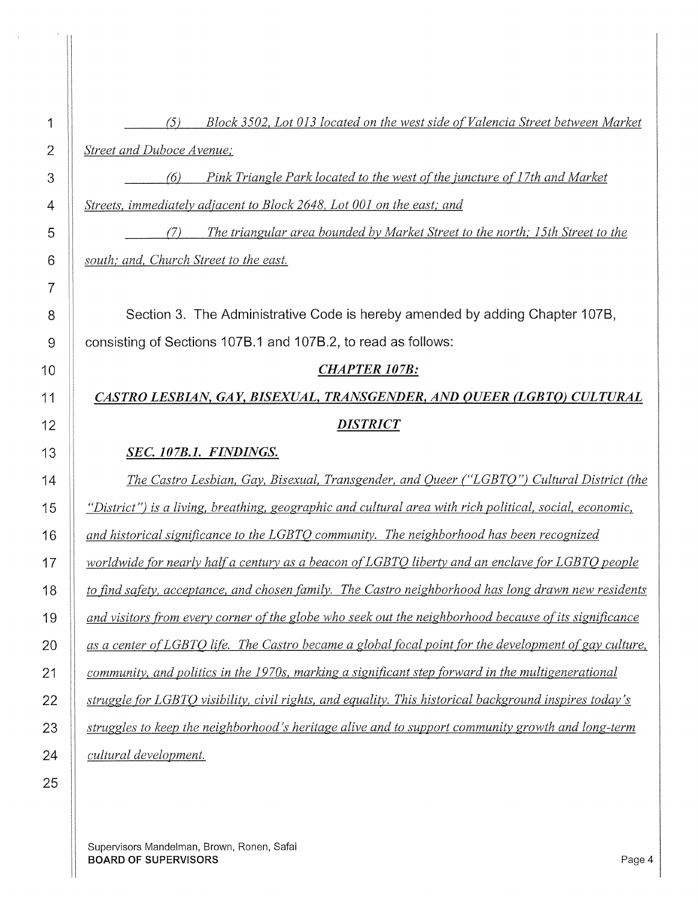*(5) Block 3502, Lot 013 located on the west side of Valencia Street between Market Street and Duboce Avenue;*

*(6) Pink Triangle Park located to the west of the juncture of 17th and Market Streets, immediately adjacent to Block 2648, Lot 001 on the east; and*

*(7) The triangular area bounded by Market Street to the north; 15th Street to the south; and, Church Street to the east.*

Section 3. The Administrative Code is hereby amended by adding Chapter 107B, consisting of Sections 107B.1 and 107B.2, to read as follows:

## *CHAPTER 107B:*

## *CASTRO LESBIAN, GAY, BISEXUAL, TRANSGENDER, AND QUEER (LGBTQ) CULTURAL DISTRICT*

### *SEC. 107B.1. FINDINGS.*

*The Castro Lesbian, Gay, Bisexual, Transgender, and Queer ("LGBTQ") Cultural District (the "District") is a living, breathing, geographic and cultural area with rich political, social, economic, and historical significance to the LGBTQ community. The neighborhood has been recognized worldwide for nearly half a century as a beacon of LGBTQ liberty and an enclave for LGBTQ people to find safety, acceptance, and chosen family. The Castro neighborhood has long drawn new residents and visitors from every corner of the globe who seek out the neighborhood because of its significance as a center of LGBTQ life. The Castro became a global focal point for the development of gay culture, community, and politics in the 1970s, marking a significant step forward in the multigenerational struggle for LGBTQ visibility, civil rights, and equality. This historical background inspires today's struggles to keep the neighborhood's heritage alive and to support community growth and long-term cultural development.*

Supervisors Mandelman, Brown, Ronen, Safai
**BOARD OF SUPERVISORS**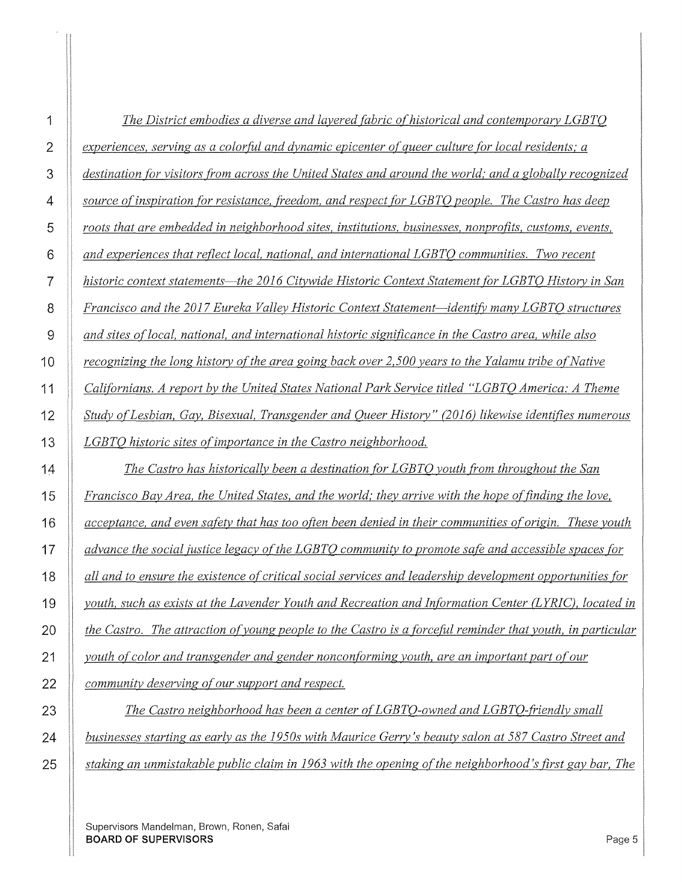*The District embodies a diverse and layered fabric of historical and contemporary LGBTQ experiences, serving as a colorful and dynamic epicenter of queer culture for local residents; a destination for visitors from across the United States and around the world; and a globally recognized source of inspiration for resistance, freedom, and respect for LGBTQ people. The Castro has deep roots that are embedded in neighborhood sites, institutions, businesses, nonprofits, customs, events, and experiences that reflect local, national, and international LGBTQ communities. Two recent historic context statements—the 2016 Citywide Historic Context Statement for LGBTQ History in San Francisco and the 2017 Eureka Valley Historic Context Statement—identify many LGBTQ structures and sites of local, national, and international historic significance in the Castro area, while also recognizing the long history of the area going back over 2,500 years to the Yalamu tribe of Native Californians. A report by the United States National Park Service titled "LGBTQ America: A Theme Study of Lesbian, Gay, Bisexual, Transgender and Queer History" (2016) likewise identifies numerous LGBTQ historic sites of importance in the Castro neighborhood.*

*The Castro has historically been a destination for LGBTQ youth from throughout the San Francisco Bay Area, the United States, and the world; they arrive with the hope of finding the love, acceptance, and even safety that has too often been denied in their communities of origin. These youth advance the social justice legacy of the LGBTQ community to promote safe and accessible spaces for all and to ensure the existence of critical social services and leadership development opportunities for youth, such as exists at the Lavender Youth and Recreation and Information Center (LYRIC), located in the Castro. The attraction of young people to the Castro is a forceful reminder that youth, in particular youth of color and transgender and gender nonconforming youth, are an important part of our community deserving of our support and respect.*

*The Castro neighborhood has been a center of LGBTQ-owned and LGBTQ-friendly small businesses starting as early as the 1950s with Maurice Gerry's beauty salon at 587 Castro Street and staking an unmistakable public claim in 1963 with the opening of the neighborhood's first gay bar, The*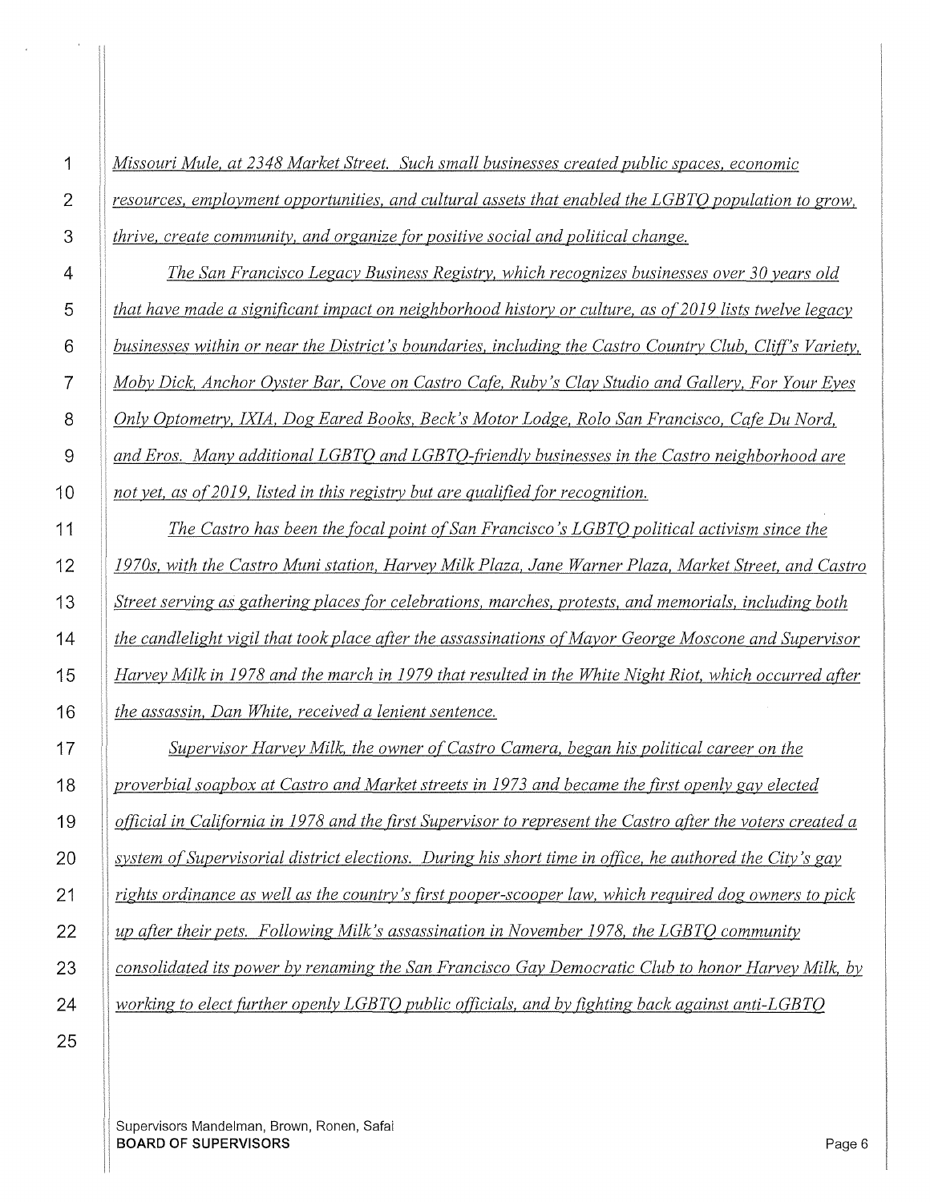*Missouri Mule, at 2348 Market Street. Such small businesses created public spaces, economic resources, employment opportunities, and cultural assets that enabled the LGBTQ population to grow, thrive, create community, and organize for positive social and political change.*

*The San Francisco Legacy Business Registry, which recognizes businesses over 30 years old that have made a significant impact on neighborhood history or culture, as of 2019 lists twelve legacy businesses within or near the District's boundaries, including the Castro Country Club, Cliff's Variety, Moby Dick, Anchor Oyster Bar, Cove on Castro Cafe, Ruby's Clay Studio and Gallery, For Your Eyes Only Optometry, IXIA, Dog Eared Books, Beck's Motor Lodge, Rolo San Francisco, Cafe Du Nord, and Eros. Many additional LGBTQ and LGBTQ-friendly businesses in the Castro neighborhood are not yet, as of 2019, listed in this registry but are qualified for recognition.*

*The Castro has been the focal point of San Francisco's LGBTQ political activism since the 1970s, with the Castro Muni station, Harvey Milk Plaza, Jane Warner Plaza, Market Street, and Castro Street serving as gathering places for celebrations, marches, protests, and memorials, including both the candlelight vigil that took place after the assassinations of Mayor George Moscone and Supervisor Harvey Milk in 1978 and the march in 1979 that resulted in the White Night Riot, which occurred after the assassin, Dan White, received a lenient sentence.*

*Supervisor Harvey Milk, the owner of Castro Camera, began his political career on the proverbial soapbox at Castro and Market streets in 1973 and became the first openly gay elected official in California in 1978 and the first Supervisor to represent the Castro after the voters created a system of Supervisorial district elections. During his short time in office, he authored the City's gay rights ordinance as well as the country's first pooper-scooper law, which required dog owners to pick up after their pets. Following Milk's assassination in November 1978, the LGBTQ community consolidated its power by renaming the San Francisco Gay Democratic Club to honor Harvey Milk, by working to elect further openly LGBTQ public officials, and by fighting back against anti-LGBTQ*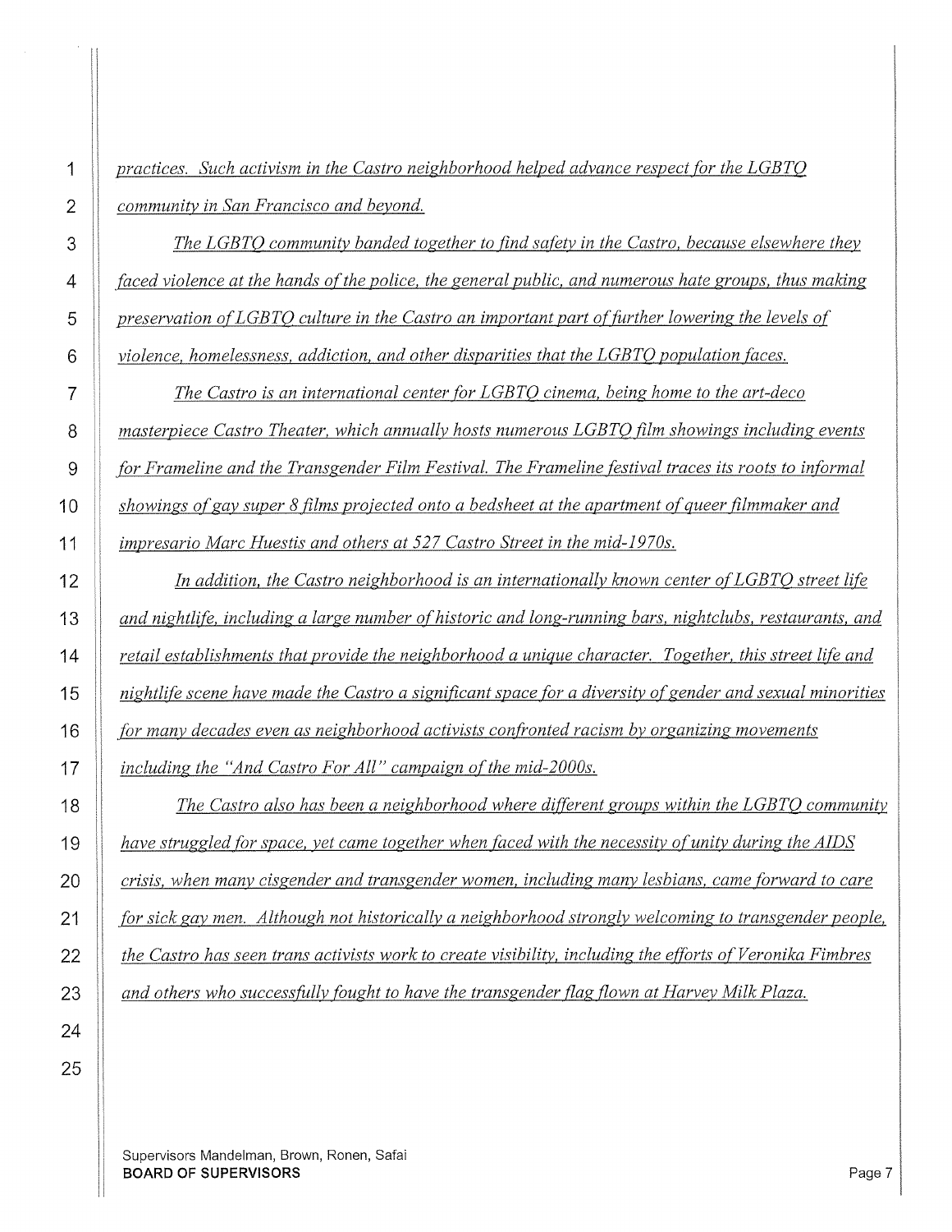*practices. Such activism in the Castro neighborhood helped advance respect for the LGBTQ community in San Francisco and beyond.*

*The LGBTQ community banded together to find safety in the Castro, because elsewhere they faced violence at the hands of the police, the general public, and numerous hate groups, thus making preservation of LGBTQ culture in the Castro an important part of further lowering the levels of violence, homelessness, addiction, and other disparities that the LGBTQ population faces.*

*The Castro is an international center for LGBTQ cinema, being home to the art-deco masterpiece Castro Theater, which annually hosts numerous LGBTQ film showings including events for Frameline and the Transgender Film Festival. The Frameline festival traces its roots to informal showings of gay super 8 films projected onto a bedsheet at the apartment of queer filmmaker and impresario Marc Huestis and others at 527 Castro Street in the mid-1970s.*

*In addition, the Castro neighborhood is an internationally known center of LGBTQ street life and nightlife, including a large number of historic and long-running bars, nightclubs, restaurants, and retail establishments that provide the neighborhood a unique character. Together, this street life and nightlife scene have made the Castro a significant space for a diversity of gender and sexual minorities for many decades even as neighborhood activists confronted racism by organizing movements including the "And Castro For All" campaign of the mid-2000s.*

*The Castro also has been a neighborhood where different groups within the LGBTQ community have struggled for space, yet came together when faced with the necessity of unity during the AIDS crisis, when many cisgender and transgender women, including many lesbians, came forward to care for sick gay men. Although not historically a neighborhood strongly welcoming to transgender people, the Castro has seen trans activists work to create visibility, including the efforts of Veronika Fimbres and others who successfully fought to have the transgender flag flown at Harvey Milk Plaza.*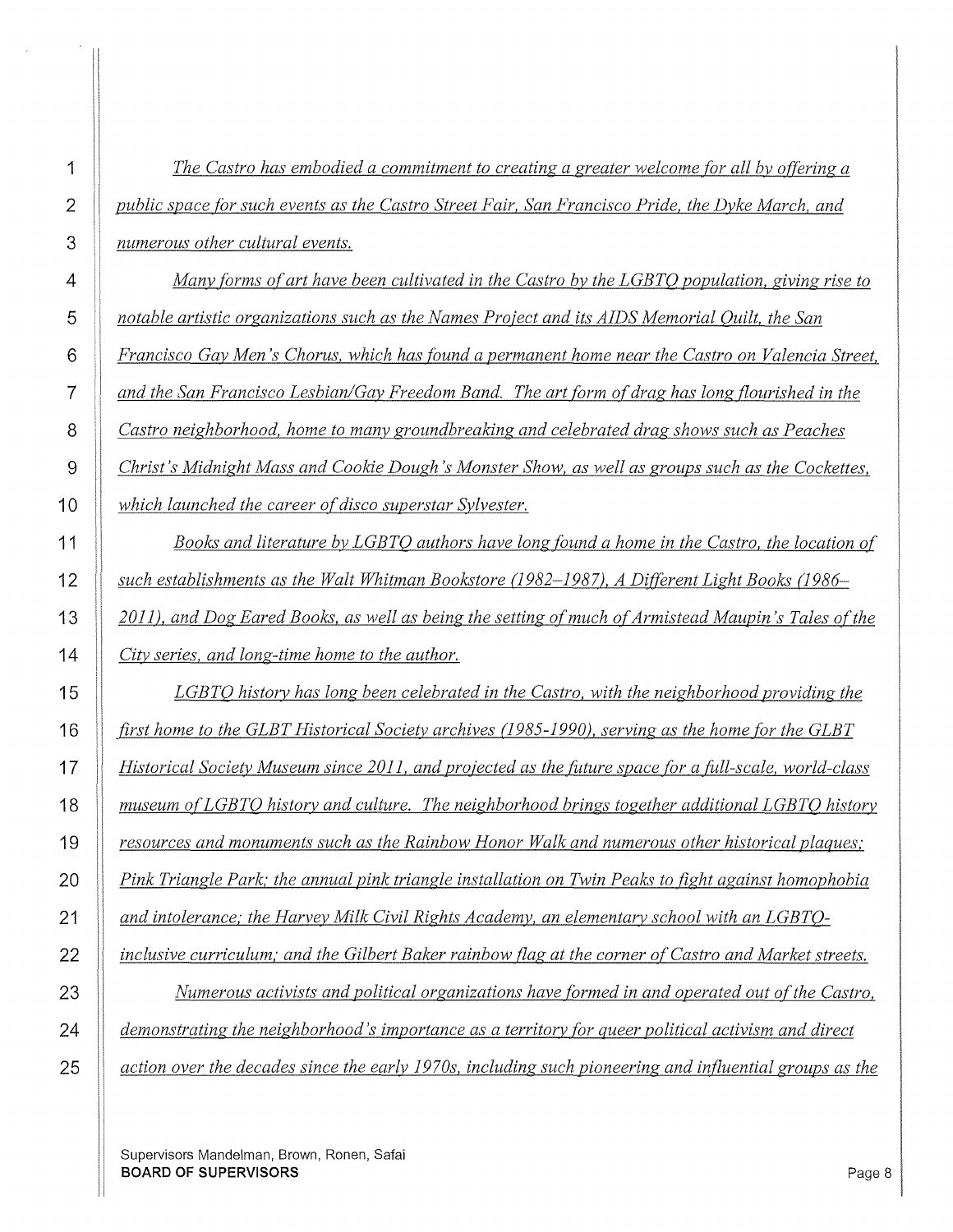*The Castro has embodied a commitment to creating a greater welcome for all by offering a public space for such events as the Castro Street Fair, San Francisco Pride, the Dyke March, and numerous other cultural events.*

*Many forms of art have been cultivated in the Castro by the LGBTQ population, giving rise to notable artistic organizations such as the Names Project and its AIDS Memorial Quilt, the San Francisco Gay Men's Chorus, which has found a permanent home near the Castro on Valencia Street, and the San Francisco Lesbian/Gay Freedom Band. The art form of drag has long flourished in the Castro neighborhood, home to many groundbreaking and celebrated drag shows such as Peaches Christ's Midnight Mass and Cookie Dough's Monster Show, as well as groups such as the Cockettes, which launched the career of disco superstar Sylvester.*

*Books and literature by LGBTQ authors have long found a home in the Castro, the location of such establishments as the Walt Whitman Bookstore (1982–1987), A Different Light Books (1986–2011), and Dog Eared Books, as well as being the setting of much of Armistead Maupin's Tales of the City series, and long-time home to the author.*

*LGBTQ history has long been celebrated in the Castro, with the neighborhood providing the first home to the GLBT Historical Society archives (1985-1990), serving as the home for the GLBT Historical Society Museum since 2011, and projected as the future space for a full-scale, world-class museum of LGBTQ history and culture. The neighborhood brings together additional LGBTQ history resources and monuments such as the Rainbow Honor Walk and numerous other historical plaques; Pink Triangle Park; the annual pink triangle installation on Twin Peaks to fight against homophobia and intolerance; the Harvey Milk Civil Rights Academy, an elementary school with an LGBTQ-inclusive curriculum; and the Gilbert Baker rainbow flag at the corner of Castro and Market streets.*

*Numerous activists and political organizations have formed in and operated out of the Castro, demonstrating the neighborhood's importance as a territory for queer political activism and direct action over the decades since the early 1970s, including such pioneering and influential groups as the*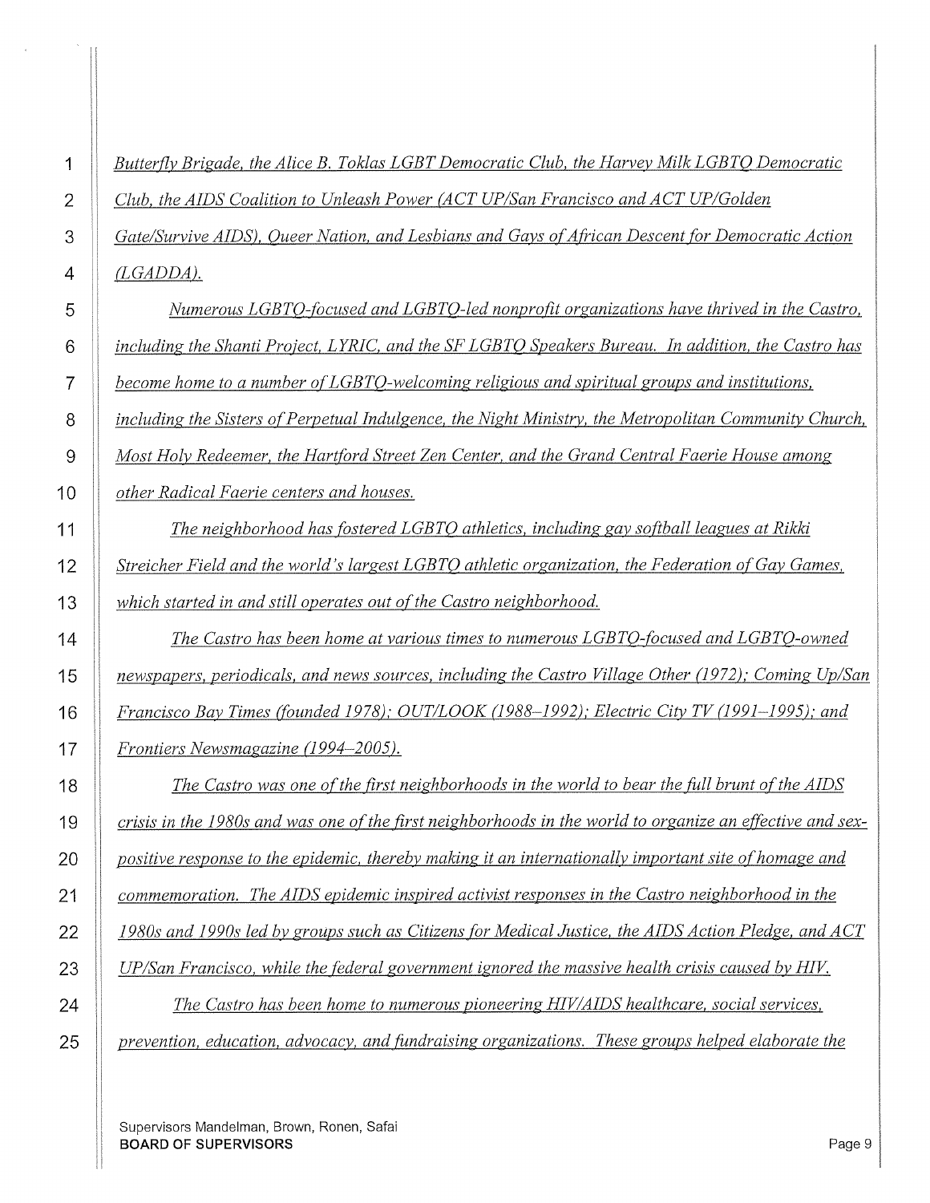*Butterfly Brigade, the Alice B. Toklas LGBT Democratic Club, the Harvey Milk LGBTQ Democratic Club, the AIDS Coalition to Unleash Power (ACT UP/San Francisco and ACT UP/Golden Gate/Survive AIDS), Queer Nation, and Lesbians and Gays of African Descent for Democratic Action (LGADDA).*

*Numerous LGBTQ-focused and LGBTQ-led nonprofit organizations have thrived in the Castro, including the Shanti Project, LYRIC, and the SF LGBTQ Speakers Bureau. In addition, the Castro has become home to a number of LGBTQ-welcoming religious and spiritual groups and institutions, including the Sisters of Perpetual Indulgence, the Night Ministry, the Metropolitan Community Church, Most Holy Redeemer, the Hartford Street Zen Center, and the Grand Central Faerie House among other Radical Faerie centers and houses.*

*The neighborhood has fostered LGBTQ athletics, including gay softball leagues at Rikki Streicher Field and the world's largest LGBTQ athletic organization, the Federation of Gay Games, which started in and still operates out of the Castro neighborhood.*

*The Castro has been home at various times to numerous LGBTQ-focused and LGBTQ-owned newspapers, periodicals, and news sources, including the Castro Village Other (1972); Coming Up/San Francisco Bay Times (founded 1978); OUT/LOOK (1988–1992); Electric City TV (1991–1995); and Frontiers Newsmagazine (1994–2005).*

*The Castro was one of the first neighborhoods in the world to bear the full brunt of the AIDS crisis in the 1980s and was one of the first neighborhoods in the world to organize an effective and sex-positive response to the epidemic, thereby making it an internationally important site of homage and commemoration. The AIDS epidemic inspired activist responses in the Castro neighborhood in the 1980s and 1990s led by groups such as Citizens for Medical Justice, the AIDS Action Pledge, and ACT UP/San Francisco, while the federal government ignored the massive health crisis caused by HIV.*

*The Castro has been home to numerous pioneering HIV/AIDS healthcare, social services, prevention, education, advocacy, and fundraising organizations. These groups helped elaborate the*

Supervisors Mandelman, Brown, Ronen, Safai
**BOARD OF SUPERVISORS**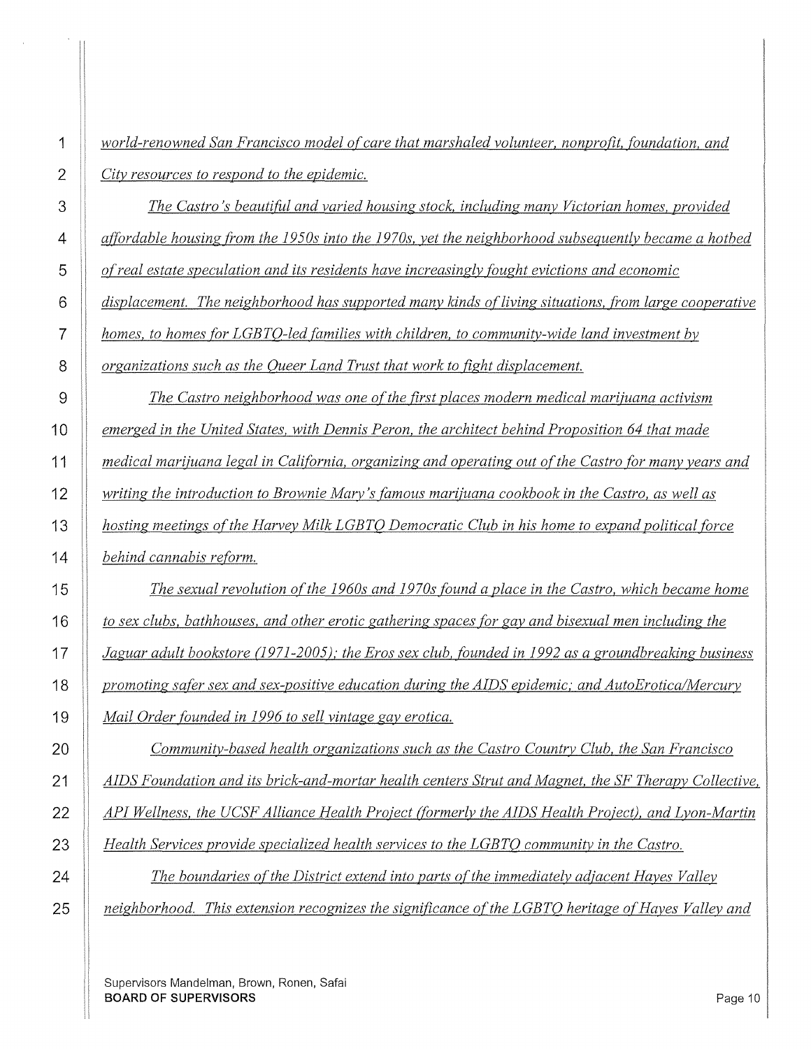*world-renowned San Francisco model of care that marshaled volunteer, nonprofit, foundation, and City resources to respond to the epidemic.*

*The Castro's beautiful and varied housing stock, including many Victorian homes, provided affordable housing from the 1950s into the 1970s, yet the neighborhood subsequently became a hotbed of real estate speculation and its residents have increasingly fought evictions and economic displacement. The neighborhood has supported many kinds of living situations, from large cooperative homes, to homes for LGBTQ-led families with children, to community-wide land investment by organizations such as the Queer Land Trust that work to fight displacement.*

*The Castro neighborhood was one of the first places modern medical marijuana activism emerged in the United States, with Dennis Peron, the architect behind Proposition 64 that made medical marijuana legal in California, organizing and operating out of the Castro for many years and writing the introduction to Brownie Mary's famous marijuana cookbook in the Castro, as well as hosting meetings of the Harvey Milk LGBTQ Democratic Club in his home to expand political force behind cannabis reform.*

*The sexual revolution of the 1960s and 1970s found a place in the Castro, which became home to sex clubs, bathhouses, and other erotic gathering spaces for gay and bisexual men including the Jaguar adult bookstore (1971-2005); the Eros sex club, founded in 1992 as a groundbreaking business promoting safer sex and sex-positive education during the AIDS epidemic; and AutoErotica/Mercury Mail Order founded in 1996 to sell vintage gay erotica.*

*Community-based health organizations such as the Castro Country Club, the San Francisco AIDS Foundation and its brick-and-mortar health centers Strut and Magnet, the SF Therapy Collective, API Wellness, the UCSF Alliance Health Project (formerly the AIDS Health Project), and Lyon-Martin Health Services provide specialized health services to the LGBTQ community in the Castro.*

*The boundaries of the District extend into parts of the immediately adjacent Hayes Valley neighborhood. This extension recognizes the significance of the LGBTQ heritage of Hayes Valley and*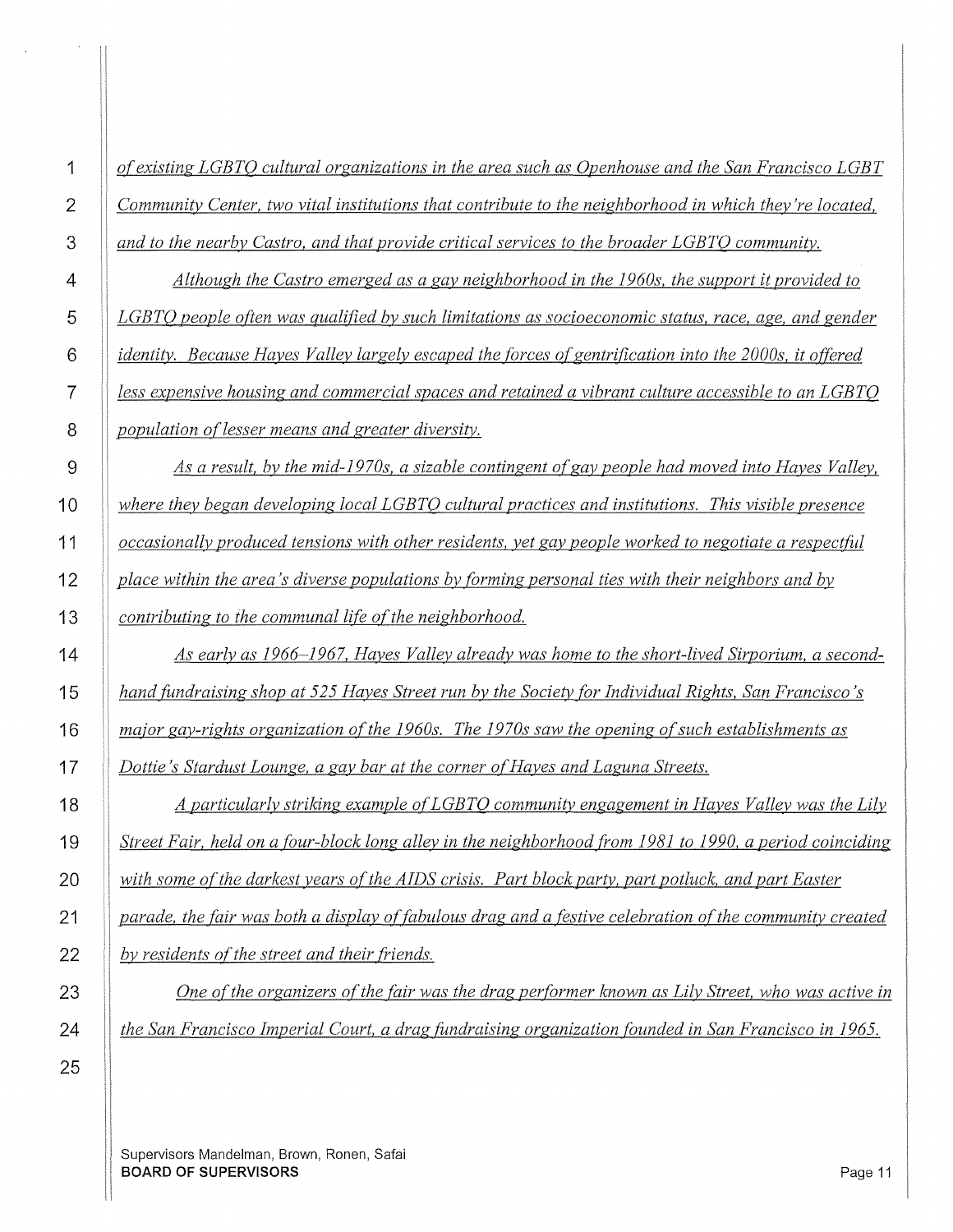*of existing LGBTQ cultural organizations in the area such as Openhouse and the San Francisco LGBT Community Center, two vital institutions that contribute to the neighborhood in which they're located, and to the nearby Castro, and that provide critical services to the broader LGBTQ community.*

*Although the Castro emerged as a gay neighborhood in the 1960s, the support it provided to LGBTQ people often was qualified by such limitations as socioeconomic status, race, age, and gender identity. Because Hayes Valley largely escaped the forces of gentrification into the 2000s, it offered less expensive housing and commercial spaces and retained a vibrant culture accessible to an LGBTQ population of lesser means and greater diversity.*

*As a result, by the mid-1970s, a sizable contingent of gay people had moved into Hayes Valley, where they began developing local LGBTQ cultural practices and institutions. This visible presence occasionally produced tensions with other residents, yet gay people worked to negotiate a respectful place within the area's diverse populations by forming personal ties with their neighbors and by contributing to the communal life of the neighborhood.*

*As early as 1966–1967, Hayes Valley already was home to the short-lived Sirporium, a second-hand fundraising shop at 525 Hayes Street run by the Society for Individual Rights, San Francisco's major gay-rights organization of the 1960s. The 1970s saw the opening of such establishments as Dottie's Stardust Lounge, a gay bar at the corner of Hayes and Laguna Streets.*

*A particularly striking example of LGBTQ community engagement in Hayes Valley was the Lily Street Fair, held on a four-block long alley in the neighborhood from 1981 to 1990, a period coinciding with some of the darkest years of the AIDS crisis. Part block party, part potluck, and part Easter parade, the fair was both a display of fabulous drag and a festive celebration of the community created by residents of the street and their friends.*

*One of the organizers of the fair was the drag performer known as Lily Street, who was active in the San Francisco Imperial Court, a drag fundraising organization founded in San Francisco in 1965.*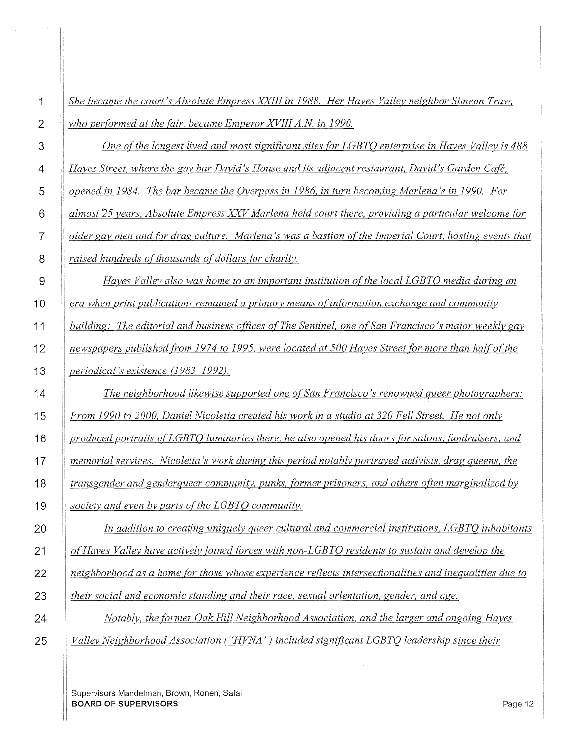*She became the court's Absolute Empress XXIII in 1988. Her Hayes Valley neighbor Simeon Traw, who performed at the fair, became Emperor XVIII A.N. in 1990.*

*One of the longest lived and most significant sites for LGBTQ enterprise in Hayes Valley is 488 Hayes Street, where the gay bar David's House and its adjacent restaurant, David's Garden Café, opened in 1984. The bar became the Overpass in 1986, in turn becoming Marlena's in 1990. For almost 25 years, Absolute Empress XXV Marlena held court there, providing a particular welcome for older gay men and for drag culture. Marlena's was a bastion of the Imperial Court, hosting events that raised hundreds of thousands of dollars for charity.*

*Hayes Valley also was home to an important institution of the local LGBTQ media during an era when print publications remained a primary means of information exchange and community building: The editorial and business offices of The Sentinel, one of San Francisco's major weekly gay newspapers published from 1974 to 1995, were located at 500 Hayes Street for more than half of the periodical's existence (1983–1992).*

*The neighborhood likewise supported one of San Francisco's renowned queer photographers: From 1990 to 2000, Daniel Nicoletta created his work in a studio at 320 Fell Street. He not only produced portraits of LGBTQ luminaries there, he also opened his doors for salons, fundraisers, and memorial services. Nicoletta's work during this period notably portrayed activists, drag queens, the transgender and genderqueer community, punks, former prisoners, and others often marginalized by society and even by parts of the LGBTQ community.*

*In addition to creating uniquely queer cultural and commercial institutions, LGBTQ inhabitants of Hayes Valley have actively joined forces with non-LGBTQ residents to sustain and develop the neighborhood as a home for those whose experience reflects intersectionalities and inequalities due to their social and economic standing and their race, sexual orientation, gender, and age.*

*Notably, the former Oak Hill Neighborhood Association, and the larger and ongoing Hayes Valley Neighborhood Association ("HVNA") included significant LGBTQ leadership since their*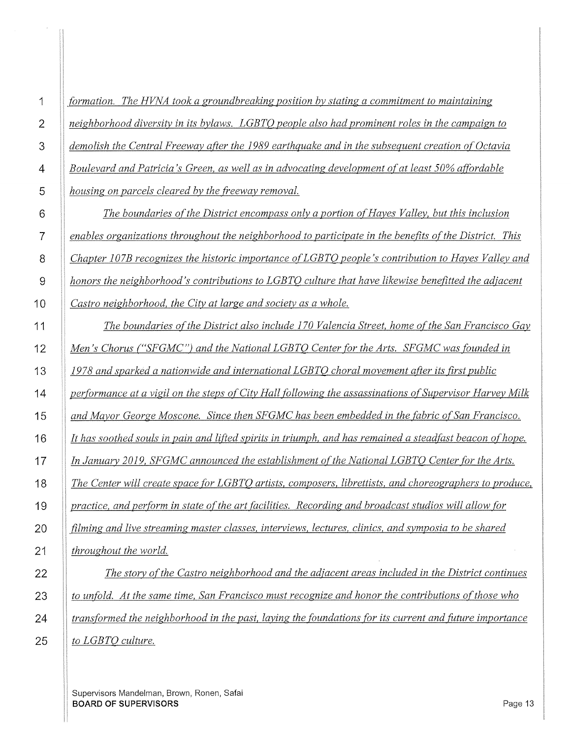*formation. The HVNA took a groundbreaking position by stating a commitment to maintaining neighborhood diversity in its bylaws. LGBTQ people also had prominent roles in the campaign to demolish the Central Freeway after the 1989 earthquake and in the subsequent creation of Octavia Boulevard and Patricia's Green, as well as in advocating development of at least 50% affordable housing on parcels cleared by the freeway removal.*

*The boundaries of the District encompass only a portion of Hayes Valley, but this inclusion enables organizations throughout the neighborhood to participate in the benefits of the District. This Chapter 107B recognizes the historic importance of LGBTQ people's contribution to Hayes Valley and honors the neighborhood's contributions to LGBTQ culture that have likewise benefitted the adjacent Castro neighborhood, the City at large and society as a whole.*

*The boundaries of the District also include 170 Valencia Street, home of the San Francisco Gay Men's Chorus ("SFGMC") and the National LGBTQ Center for the Arts. SFGMC was founded in 1978 and sparked a nationwide and international LGBTQ choral movement after its first public performance at a vigil on the steps of City Hall following the assassinations of Supervisor Harvey Milk and Mayor George Moscone. Since then SFGMC has been embedded in the fabric of San Francisco. It has soothed souls in pain and lifted spirits in triumph, and has remained a steadfast beacon of hope. In January 2019, SFGMC announced the establishment of the National LGBTQ Center for the Arts. The Center will create space for LGBTQ artists, composers, librettists, and choreographers to produce, practice, and perform in state of the art facilities. Recording and broadcast studios will allow for filming and live streaming master classes, interviews, lectures, clinics, and symposia to be shared throughout the world.*

*The story of the Castro neighborhood and the adjacent areas included in the District continues to unfold. At the same time, San Francisco must recognize and honor the contributions of those who transformed the neighborhood in the past, laying the foundations for its current and future importance to LGBTQ culture.*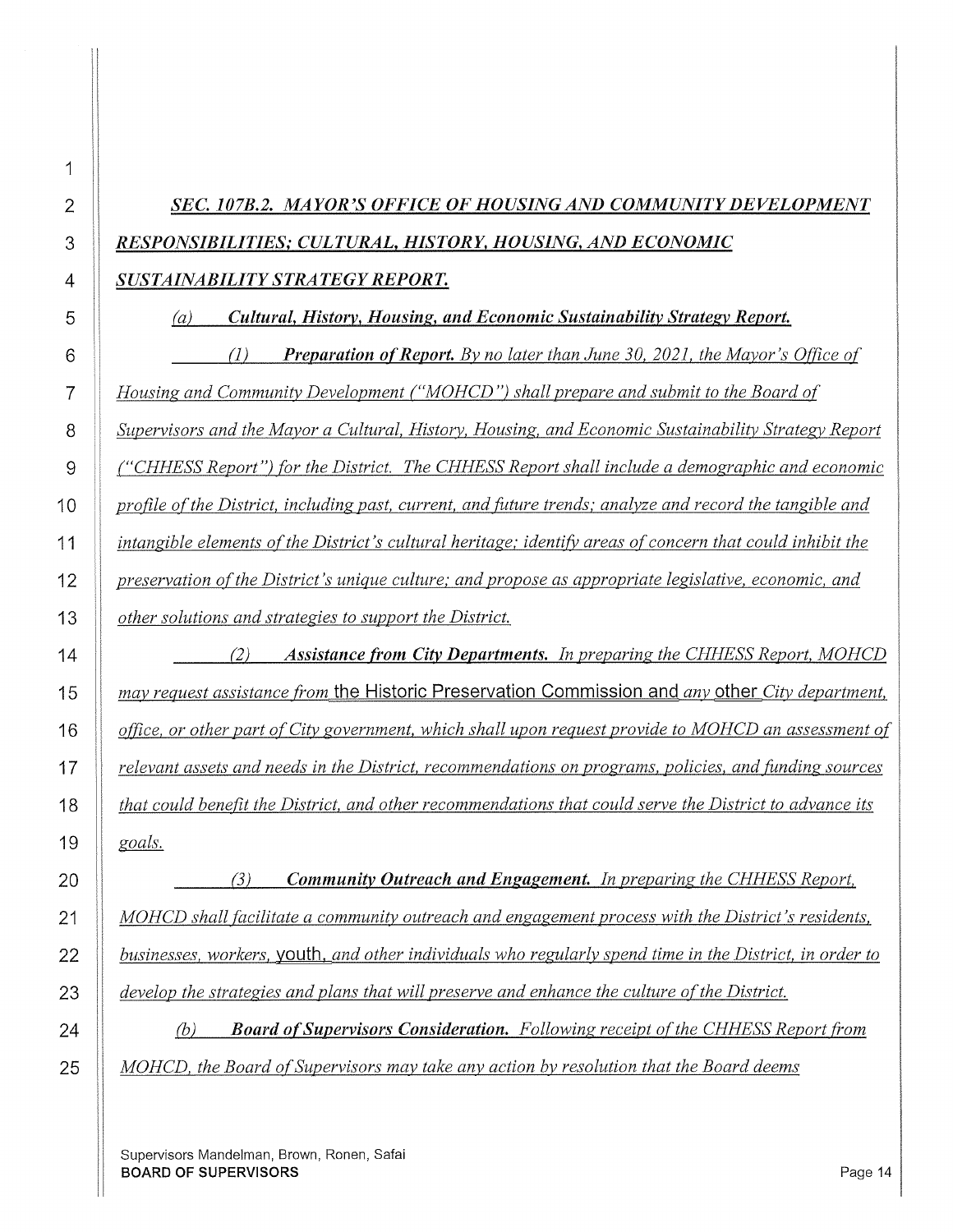## *SEC. 107B.2. MAYOR'S OFFICE OF HOUSING AND COMMUNITY DEVELOPMENT RESPONSIBILITIES; CULTURAL, HISTORY, HOUSING, AND ECONOMIC SUSTAINABILITY STRATEGY REPORT.*

*(a)* ***Cultural, History, Housing, and Economic Sustainability Strategy Report.***

*(1)* ***Preparation of Report.*** *By no later than June 30, 2021, the Mayor's Office of Housing and Community Development ("MOHCD") shall prepare and submit to the Board of Supervisors and the Mayor a Cultural, History, Housing, and Economic Sustainability Strategy Report ("CHHESS Report") for the District. The CHHESS Report shall include a demographic and economic profile of the District, including past, current, and future trends; analyze and record the tangible and intangible elements of the District's cultural heritage; identify areas of concern that could inhibit the preservation of the District's unique culture; and propose as appropriate legislative, economic, and other solutions and strategies to support the District.*

*(2)* ***Assistance from City Departments.*** *In preparing the CHHESS Report, MOHCD may request assistance from* the Historic Preservation Commission and *any* other *City department, office, or other part of City government, which shall upon request provide to MOHCD an assessment of relevant assets and needs in the District, recommendations on programs, policies, and funding sources that could benefit the District, and other recommendations that could serve the District to advance its goals.*

*(3)* ***Community Outreach and Engagement.*** *In preparing the CHHESS Report, MOHCD shall facilitate a community outreach and engagement process with the District's residents, businesses, workers,* youth, *and other individuals who regularly spend time in the District, in order to develop the strategies and plans that will preserve and enhance the culture of the District.*

*(b)* ***Board of Supervisors Consideration.*** *Following receipt of the CHHESS Report from MOHCD, the Board of Supervisors may take any action by resolution that the Board deems*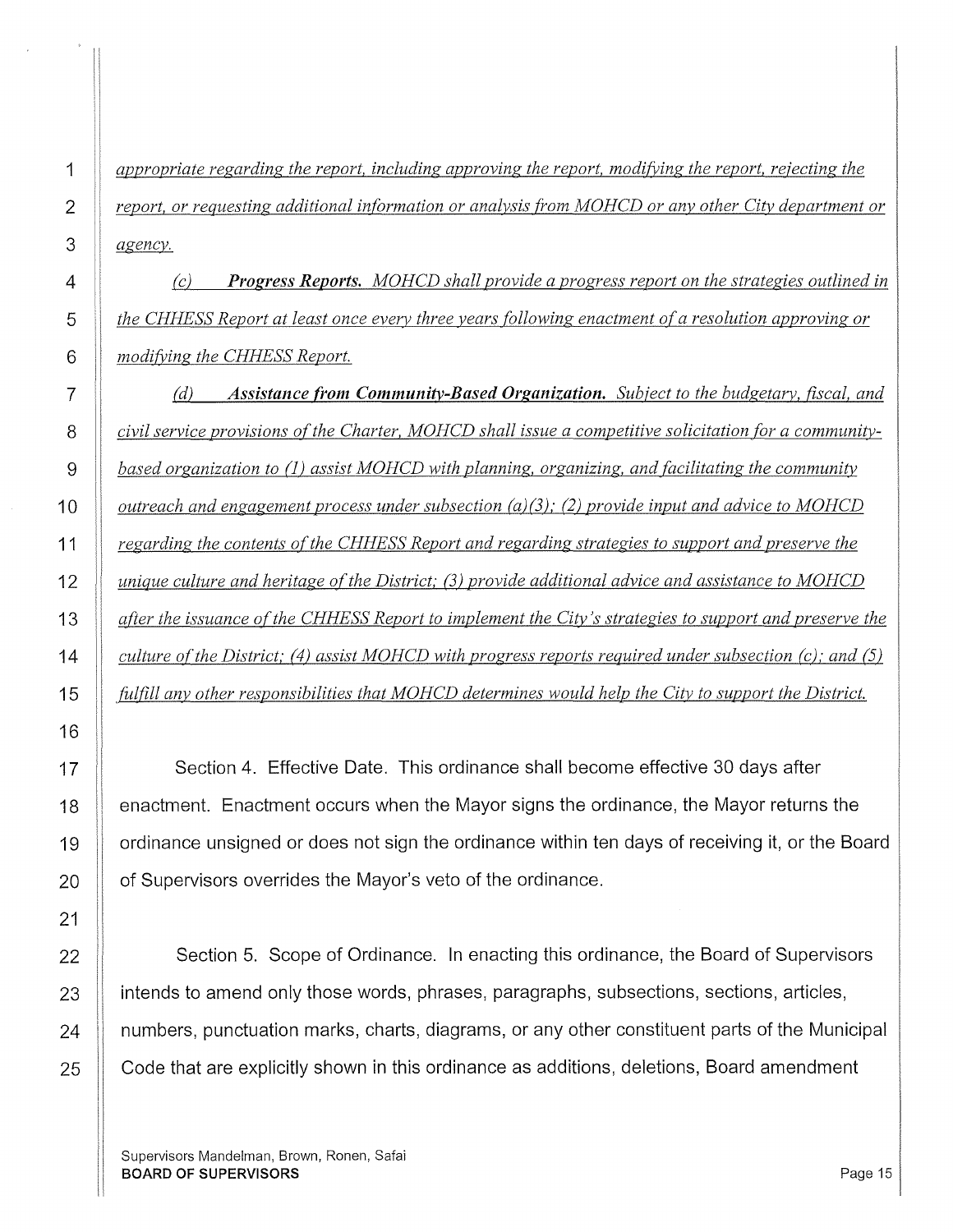*appropriate regarding the report, including approving the report, modifying the report, rejecting the report, or requesting additional information or analysis from MOHCD or any other City department or agency.*

*(c) **Progress Reports.** MOHCD shall provide a progress report on the strategies outlined in the CHHESS Report at least once every three years following enactment of a resolution approving or modifying the CHHESS Report.*

*(d) **Assistance from Community-Based Organization.** Subject to the budgetary, fiscal, and civil service provisions of the Charter, MOHCD shall issue a competitive solicitation for a community-based organization to (1) assist MOHCD with planning, organizing, and facilitating the community outreach and engagement process under subsection (a)(3); (2) provide input and advice to MOHCD regarding the contents of the CHHESS Report and regarding strategies to support and preserve the unique culture and heritage of the District; (3) provide additional advice and assistance to MOHCD after the issuance of the CHHESS Report to implement the City's strategies to support and preserve the culture of the District; (4) assist MOHCD with progress reports required under subsection (c); and (5) fulfill any other responsibilities that MOHCD determines would help the City to support the District.*

Section 4. Effective Date. This ordinance shall become effective 30 days after enactment. Enactment occurs when the Mayor signs the ordinance, the Mayor returns the ordinance unsigned or does not sign the ordinance within ten days of receiving it, or the Board of Supervisors overrides the Mayor's veto of the ordinance.

Section 5. Scope of Ordinance. In enacting this ordinance, the Board of Supervisors intends to amend only those words, phrases, paragraphs, subsections, sections, articles, numbers, punctuation marks, charts, diagrams, or any other constituent parts of the Municipal Code that are explicitly shown in this ordinance as additions, deletions, Board amendment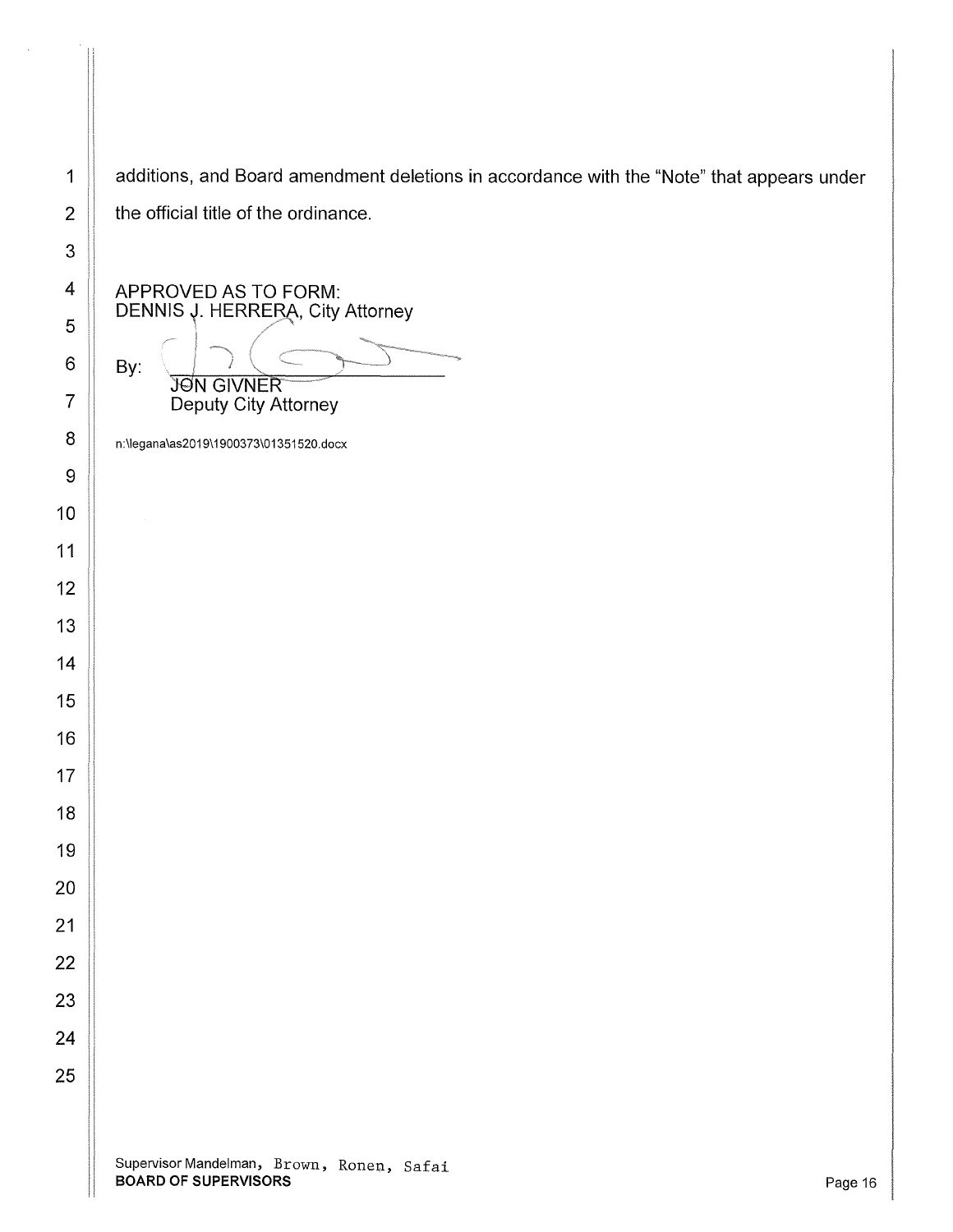additions, and Board amendment deletions in accordance with the "Note" that appears under the official title of the ordinance.

APPROVED AS TO FORM:
DENNIS J. HERRERA, City Attorney

By: JON GIVNER
Deputy City Attorney

n:\legana\as2019\1900373\01351520.docx

Supervisor Mandelman, Brown, Ronen, Safai
**BOARD OF SUPERVISORS**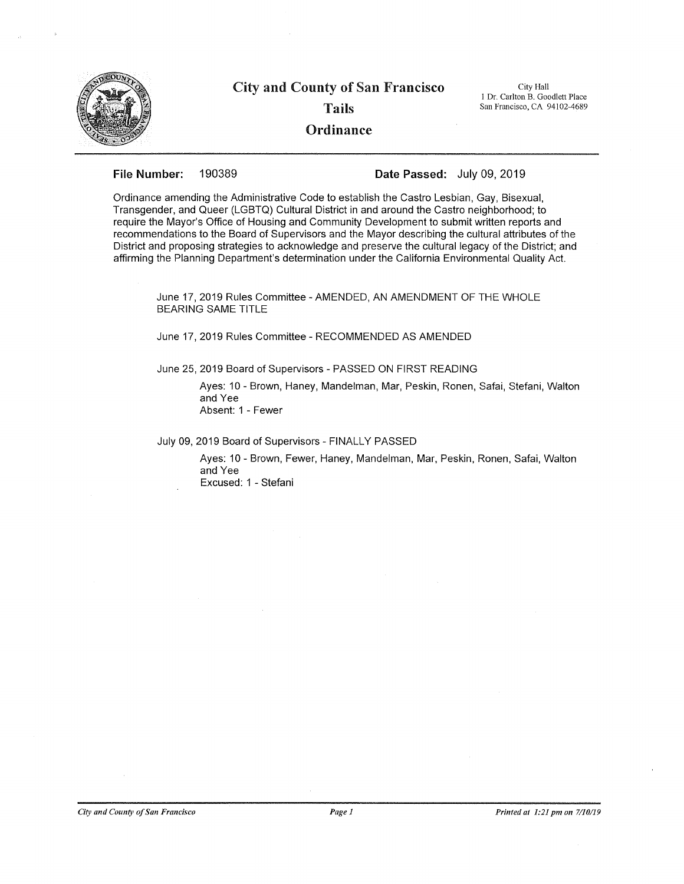# City and County of San Francisco

## Tails

## Ordinance

City Hall
1 Dr. Carlton B. Goodlett Place
San Francisco, CA 94102-4689

**File Number:** 190389 **Date Passed:** July 09, 2019

Ordinance amending the Administrative Code to establish the Castro Lesbian, Gay, Bisexual, Transgender, and Queer (LGBTQ) Cultural District in and around the Castro neighborhood; to require the Mayor's Office of Housing and Community Development to submit written reports and recommendations to the Board of Supervisors and the Mayor describing the cultural attributes of the District and proposing strategies to acknowledge and preserve the cultural legacy of the District; and affirming the Planning Department's determination under the California Environmental Quality Act.

June 17, 2019 Rules Committee - AMENDED, AN AMENDMENT OF THE WHOLE BEARING SAME TITLE

June 17, 2019 Rules Committee - RECOMMENDED AS AMENDED

June 25, 2019 Board of Supervisors - PASSED ON FIRST READING

Ayes: 10 - Brown, Haney, Mandelman, Mar, Peskin, Ronen, Safai, Stefani, Walton and Yee
Absent: 1 - Fewer

July 09, 2019 Board of Supervisors - FINALLY PASSED

Ayes: 10 - Brown, Fewer, Haney, Mandelman, Mar, Peskin, Ronen, Safai, Walton and Yee
Excused: 1 - Stefani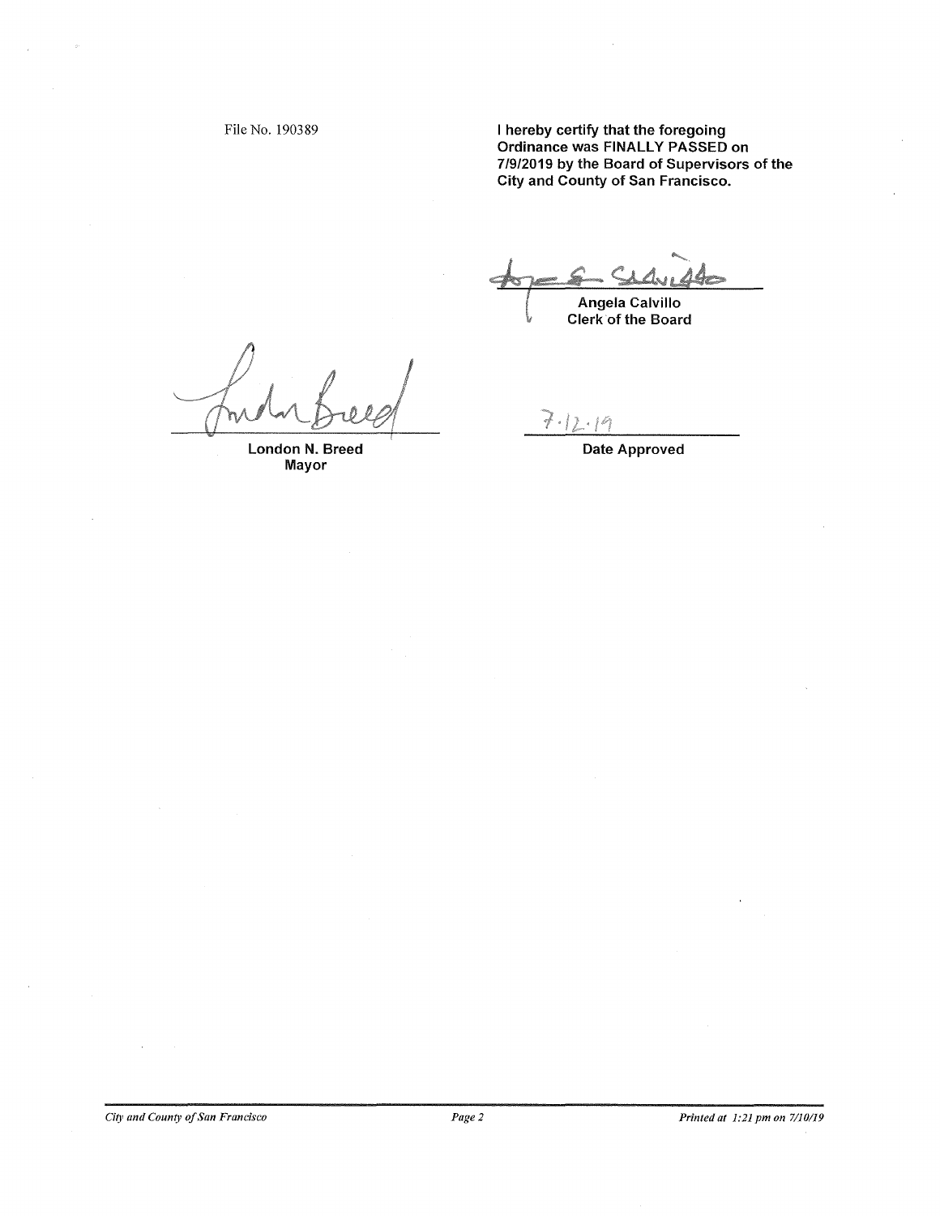File No. 190389

**I hereby certify that the foregoing Ordinance was FINALLY PASSED on 7/9/2019 by the Board of Supervisors of the City and County of San Francisco.**

**Angela Calvillo**
**Clerk of the Board**

**London N. Breed**
**Mayor**

7·12·19

**Date Approved**

*City and County of San Francisco* *Printed at 1:21 pm on 7/10/19*